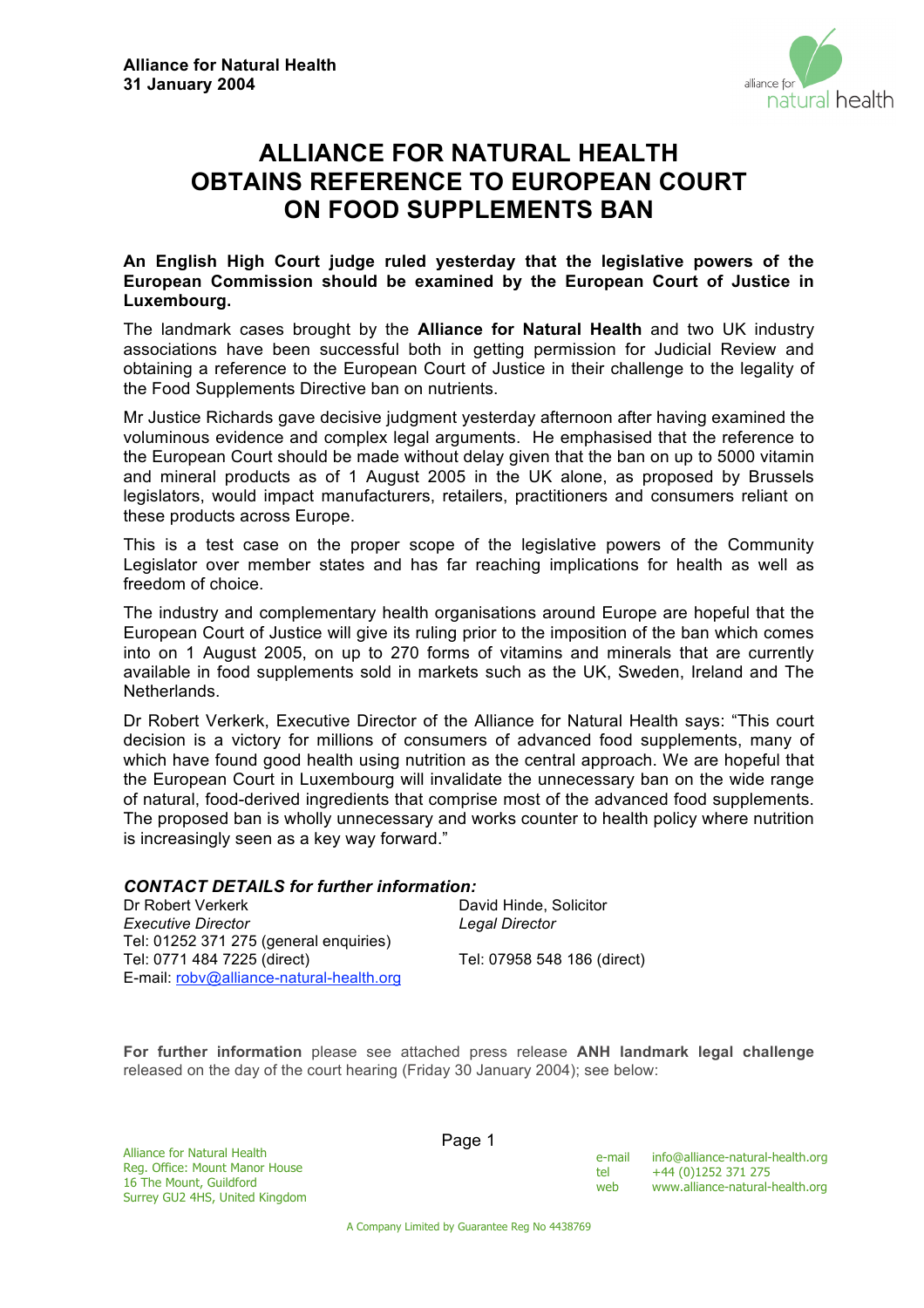**Alliance for Natural Health**
**31 January 2004**

# ALLIANCE FOR NATURAL HEALTH OBTAINS REFERENCE TO EUROPEAN COURT ON FOOD SUPPLEMENTS BAN

**An English High Court judge ruled yesterday that the legislative powers of the European Commission should be examined by the European Court of Justice in Luxembourg.**

The landmark cases brought by the **Alliance for Natural Health** and two UK industry associations have been successful both in getting permission for Judicial Review and obtaining a reference to the European Court of Justice in their challenge to the legality of the Food Supplements Directive ban on nutrients.

Mr Justice Richards gave decisive judgment yesterday afternoon after having examined the voluminous evidence and complex legal arguments. He emphasised that the reference to the European Court should be made without delay given that the ban on up to 5000 vitamin and mineral products as of 1 August 2005 in the UK alone, as proposed by Brussels legislators, would impact manufacturers, retailers, practitioners and consumers reliant on these products across Europe.

This is a test case on the proper scope of the legislative powers of the Community Legislator over member states and has far reaching implications for health as well as freedom of choice.

The industry and complementary health organisations around Europe are hopeful that the European Court of Justice will give its ruling prior to the imposition of the ban which comes into on 1 August 2005, on up to 270 forms of vitamins and minerals that are currently available in food supplements sold in markets such as the UK, Sweden, Ireland and The Netherlands.

Dr Robert Verkerk, Executive Director of the Alliance for Natural Health says: "This court decision is a victory for millions of consumers of advanced food supplements, many of which have found good health using nutrition as the central approach. We are hopeful that the European Court in Luxembourg will invalidate the unnecessary ban on the wide range of natural, food-derived ingredients that comprise most of the advanced food supplements. The proposed ban is wholly unnecessary and works counter to health policy where nutrition is increasingly seen as a key way forward."

***CONTACT DETAILS for further information:***

Dr Robert Verkerk
*Executive Director*
Tel: 01252 371 275 (general enquiries)
Tel: 0771 484 7225 (direct)
E-mail: robv@alliance-natural-health.org

David Hinde, Solicitor
*Legal Director*
Tel: 07958 548 186 (direct)

**For further information** please see attached press release **ANH landmark legal challenge** released on the day of the court hearing (Friday 30 January 2004); see below:

Alliance for Natural Health
Reg. Office: Mount Manor House
16 The Mount, Guildford
Surrey GU2 4HS, United Kingdom

e-mail info@alliance-natural-health.org
tel +44 (0)1252 371 275
web www.alliance-natural-health.org

A Company Limited by Guarantee Reg No 4438769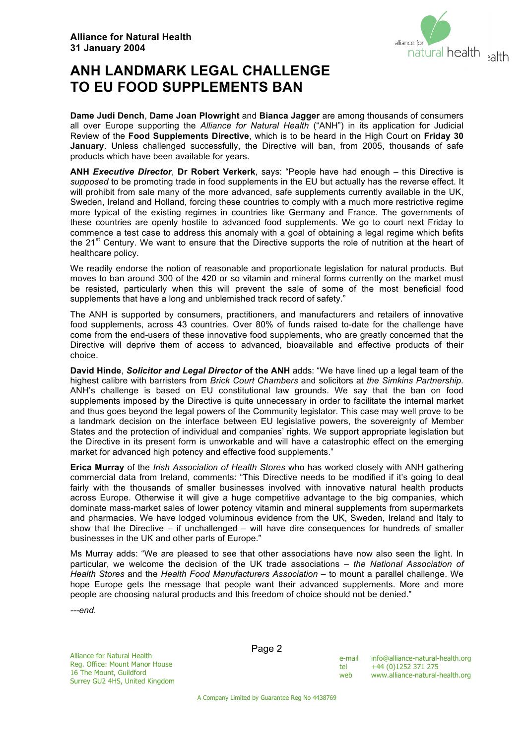**Alliance for Natural Health**
**31 January 2004**

# ANH LANDMARK LEGAL CHALLENGE TO EU FOOD SUPPLEMENTS BAN

**Dame Judi Dench**, **Dame Joan Plowright** and **Bianca Jagger** are among thousands of consumers all over Europe supporting the *Alliance for Natural Health* ("ANH") in its application for Judicial Review of the **Food Supplements Directive**, which is to be heard in the High Court on **Friday 30 January**. Unless challenged successfully, the Directive will ban, from 2005, thousands of safe products which have been available for years.

**ANH *Executive Director***, **Dr Robert Verkerk**, says: "People have had enough – this Directive is *supposed* to be promoting trade in food supplements in the EU but actually has the reverse effect. It will prohibit from sale many of the more advanced, safe supplements currently available in the UK, Sweden, Ireland and Holland, forcing these countries to comply with a much more restrictive regime more typical of the existing regimes in countries like Germany and France. The governments of these countries are openly hostile to advanced food supplements. We go to court next Friday to commence a test case to address this anomaly with a goal of obtaining a legal regime which befits the 21st Century. We want to ensure that the Directive supports the role of nutrition at the heart of healthcare policy.

We readily endorse the notion of reasonable and proportionate legislation for natural products. But moves to ban around 300 of the 420 or so vitamin and mineral forms currently on the market must be resisted, particularly when this will prevent the sale of some of the most beneficial food supplements that have a long and unblemished track record of safety."

The ANH is supported by consumers, practitioners, and manufacturers and retailers of innovative food supplements, across 43 countries. Over 80% of funds raised to-date for the challenge have come from the end-users of these innovative food supplements, who are greatly concerned that the Directive will deprive them of access to advanced, bioavailable and effective products of their choice.

**David Hinde**, ***Solicitor and Legal Director* of the ANH** adds: "We have lined up a legal team of the highest calibre with barristers from *Brick Court Chambers* and solicitors at *the Simkins Partnership.* ANH's challenge is based on EU constitutional law grounds. We say that the ban on food supplements imposed by the Directive is quite unnecessary in order to facilitate the internal market and thus goes beyond the legal powers of the Community legislator. This case may well prove to be a landmark decision on the interface between EU legislative powers, the sovereignty of Member States and the protection of individual and companies' rights. We support appropriate legislation but the Directive in its present form is unworkable and will have a catastrophic effect on the emerging market for advanced high potency and effective food supplements."

**Erica Murray** of the *Irish Association of Health Stores* who has worked closely with ANH gathering commercial data from Ireland, comments: "This Directive needs to be modified if it's going to deal fairly with the thousands of smaller businesses involved with innovative natural health products across Europe. Otherwise it will give a huge competitive advantage to the big companies, which dominate mass-market sales of lower potency vitamin and mineral supplements from supermarkets and pharmacies. We have lodged voluminous evidence from the UK, Sweden, Ireland and Italy to show that the Directive – if unchallenged – will have dire consequences for hundreds of smaller businesses in the UK and other parts of Europe."

Ms Murray adds: "We are pleased to see that other associations have now also seen the light. In particular, we welcome the decision of the UK trade associations – *the National Association of Health Stores* and the *Health Food Manufacturers Association* – to mount a parallel challenge. We hope Europe gets the message that people want their advanced supplements. More and more people are choosing natural products and this freedom of choice should not be denied."

*---end.*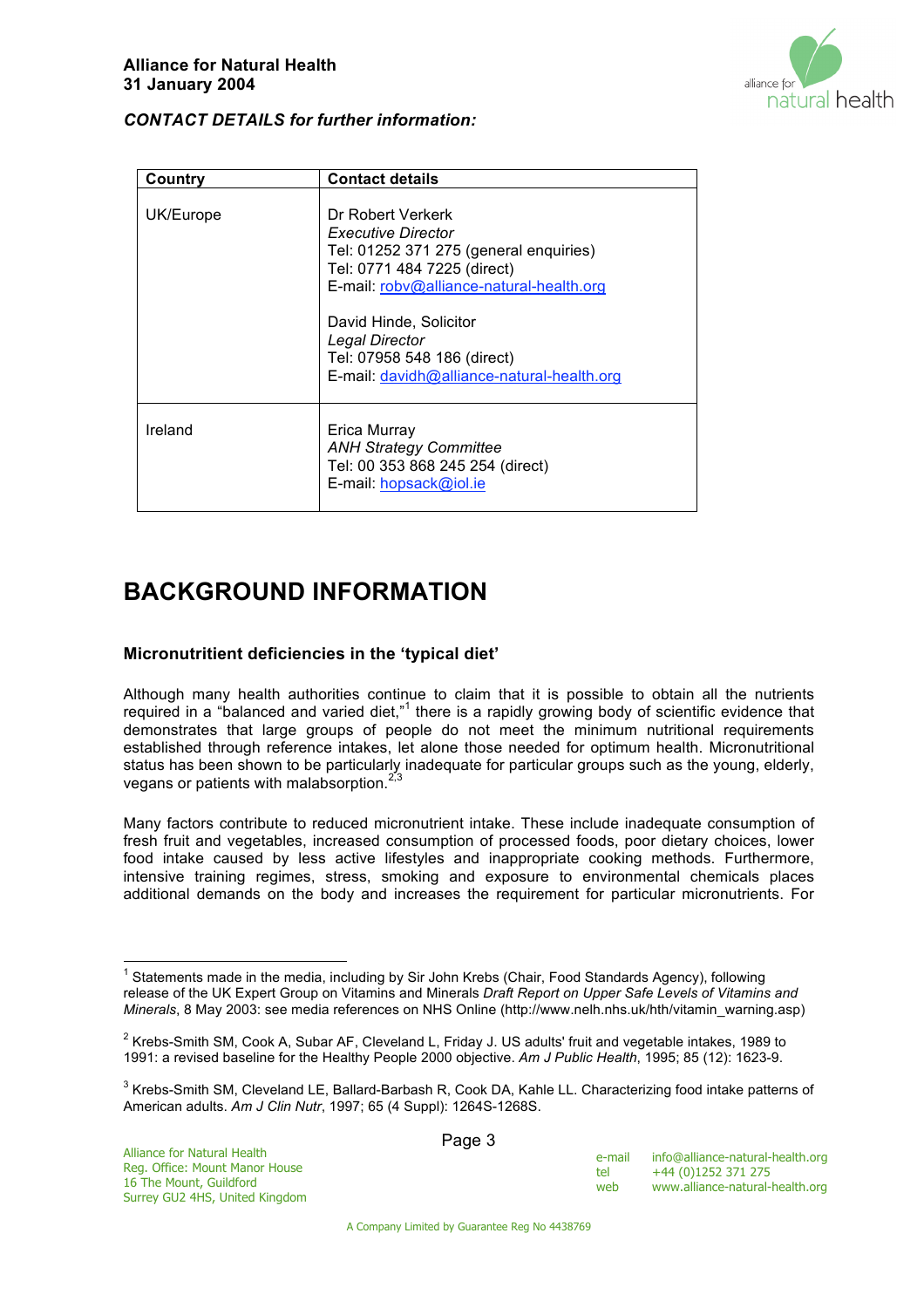**Alliance for Natural Health**
**31 January 2004**

***CONTACT DETAILS for further information:***

| Country | Contact details |
|---|---|
| UK/Europe | Dr Robert Verkerk<br>*Executive Director*<br>Tel: 01252 371 275 (general enquiries)<br>Tel: 0771 484 7225 (direct)<br>E-mail: robv@alliance-natural-health.org<br><br>David Hinde, Solicitor<br>*Legal Director*<br>Tel: 07958 548 186 (direct)<br>E-mail: davidh@alliance-natural-health.org |
| Ireland | Erica Murray<br>*ANH Strategy Committee*<br>Tel: 00 353 868 245 254 (direct)<br>E-mail: hopsack@iol.ie |

# BACKGROUND INFORMATION

### Micronutritient deficiencies in the 'typical diet'

Although many health authorities continue to claim that it is possible to obtain all the nutrients required in a "balanced and varied diet,"[1] there is a rapidly growing body of scientific evidence that demonstrates that large groups of people do not meet the minimum nutritional requirements established through reference intakes, let alone those needed for optimum health. Micronutritional status has been shown to be particularly inadequate for particular groups such as the young, elderly, vegans or patients with malabsorption.[2,3]

Many factors contribute to reduced micronutrient intake. These include inadequate consumption of fresh fruit and vegetables, increased consumption of processed foods, poor dietary choices, lower food intake caused by less active lifestyles and inappropriate cooking methods. Furthermore, intensive training regimes, stress, smoking and exposure to environmental chemicals places additional demands on the body and increases the requirement for particular micronutrients. For

---

[1] Statements made in the media, including by Sir John Krebs (Chair, Food Standards Agency), following release of the UK Expert Group on Vitamins and Minerals *Draft Report on Upper Safe Levels of Vitamins and Minerals*, 8 May 2003: see media references on NHS Online (http://www.nelh.nhs.uk/hth/vitamin_warning.asp)

[2] Krebs-Smith SM, Cook A, Subar AF, Cleveland L, Friday J. US adults' fruit and vegetable intakes, 1989 to 1991: a revised baseline for the Healthy People 2000 objective. *Am J Public Health*, 1995; 85 (12): 1623-9.

[3] Krebs-Smith SM, Cleveland LE, Ballard-Barbash R, Cook DA, Kahle LL. Characterizing food intake patterns of American adults. *Am J Clin Nutr*, 1997; 65 (4 Suppl): 1264S-1268S.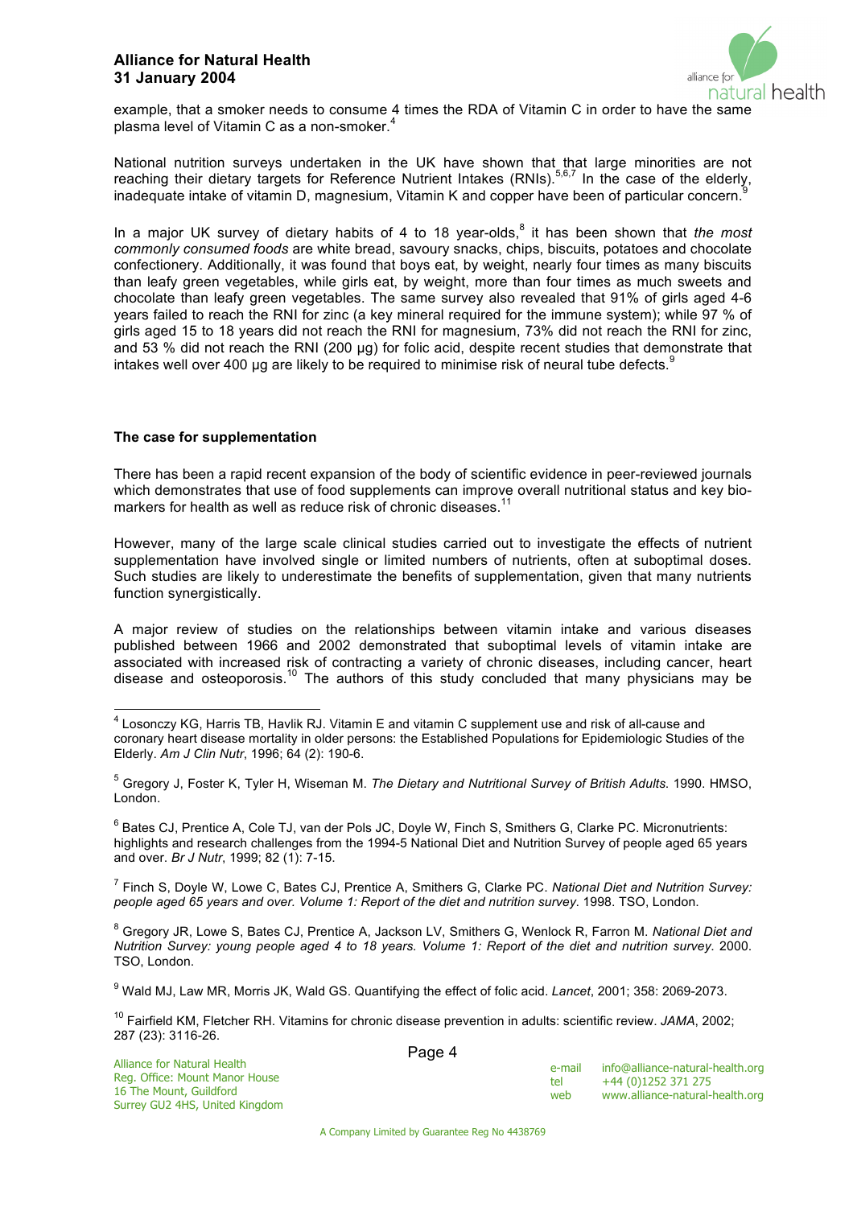example, that a smoker needs to consume 4 times the RDA of Vitamin C in order to have the same plasma level of Vitamin C as a non-smoker.[4]

National nutrition surveys undertaken in the UK have shown that that large minorities are not reaching their dietary targets for Reference Nutrient Intakes (RNIs).[5,6,7] In the case of the elderly, inadequate intake of vitamin D, magnesium, Vitamin K and copper have been of particular concern.[9]

In a major UK survey of dietary habits of 4 to 18 year-olds,[8] it has been shown that *the most commonly consumed foods* are white bread, savoury snacks, chips, biscuits, potatoes and chocolate confectionery. Additionally, it was found that boys eat, by weight, nearly four times as many biscuits than leafy green vegetables, while girls eat, by weight, more than four times as much sweets and chocolate than leafy green vegetables. The same survey also revealed that 91% of girls aged 4-6 years failed to reach the RNI for zinc (a key mineral required for the immune system); while 97 % of girls aged 15 to 18 years did not reach the RNI for magnesium, 73% did not reach the RNI for zinc, and 53 % did not reach the RNI (200 µg) for folic acid, despite recent studies that demonstrate that intakes well over 400 µg are likely to be required to minimise risk of neural tube defects.[9]

**The case for supplementation**

There has been a rapid recent expansion of the body of scientific evidence in peer-reviewed journals which demonstrates that use of food supplements can improve overall nutritional status and key bio-markers for health as well as reduce risk of chronic diseases.[11]

However, many of the large scale clinical studies carried out to investigate the effects of nutrient supplementation have involved single or limited numbers of nutrients, often at suboptimal doses. Such studies are likely to underestimate the benefits of supplementation, given that many nutrients function synergistically.

A major review of studies on the relationships between vitamin intake and various diseases published between 1966 and 2002 demonstrated that suboptimal levels of vitamin intake are associated with increased risk of contracting a variety of chronic diseases, including cancer, heart disease and osteoporosis.[10] The authors of this study concluded that many physicians may be

---

[4] Losonczy KG, Harris TB, Havlik RJ. Vitamin E and vitamin C supplement use and risk of all-cause and coronary heart disease mortality in older persons: the Established Populations for Epidemiologic Studies of the Elderly. *Am J Clin Nutr*, 1996; 64 (2): 190-6.

[5] Gregory J, Foster K, Tyler H, Wiseman M. *The Dietary and Nutritional Survey of British Adults*. 1990. HMSO, London.

[6] Bates CJ, Prentice A, Cole TJ, van der Pols JC, Doyle W, Finch S, Smithers G, Clarke PC. Micronutrients: highlights and research challenges from the 1994-5 National Diet and Nutrition Survey of people aged 65 years and over. *Br J Nutr*, 1999; 82 (1): 7-15.

[7] Finch S, Doyle W, Lowe C, Bates CJ, Prentice A, Smithers G, Clarke PC. *National Diet and Nutrition Survey: people aged 65 years and over. Volume 1: Report of the diet and nutrition survey*. 1998. TSO, London.

[8] Gregory JR, Lowe S, Bates CJ, Prentice A, Jackson LV, Smithers G, Wenlock R, Farron M. *National Diet and Nutrition Survey: young people aged 4 to 18 years. Volume 1: Report of the diet and nutrition survey*. 2000. TSO, London.

[9] Wald MJ, Law MR, Morris JK, Wald GS. Quantifying the effect of folic acid. *Lancet*, 2001; 358: 2069-2073.

[10] Fairfield KM, Fletcher RH. Vitamins for chronic disease prevention in adults: scientific review. *JAMA*, 2002; 287 (23): 3116-26.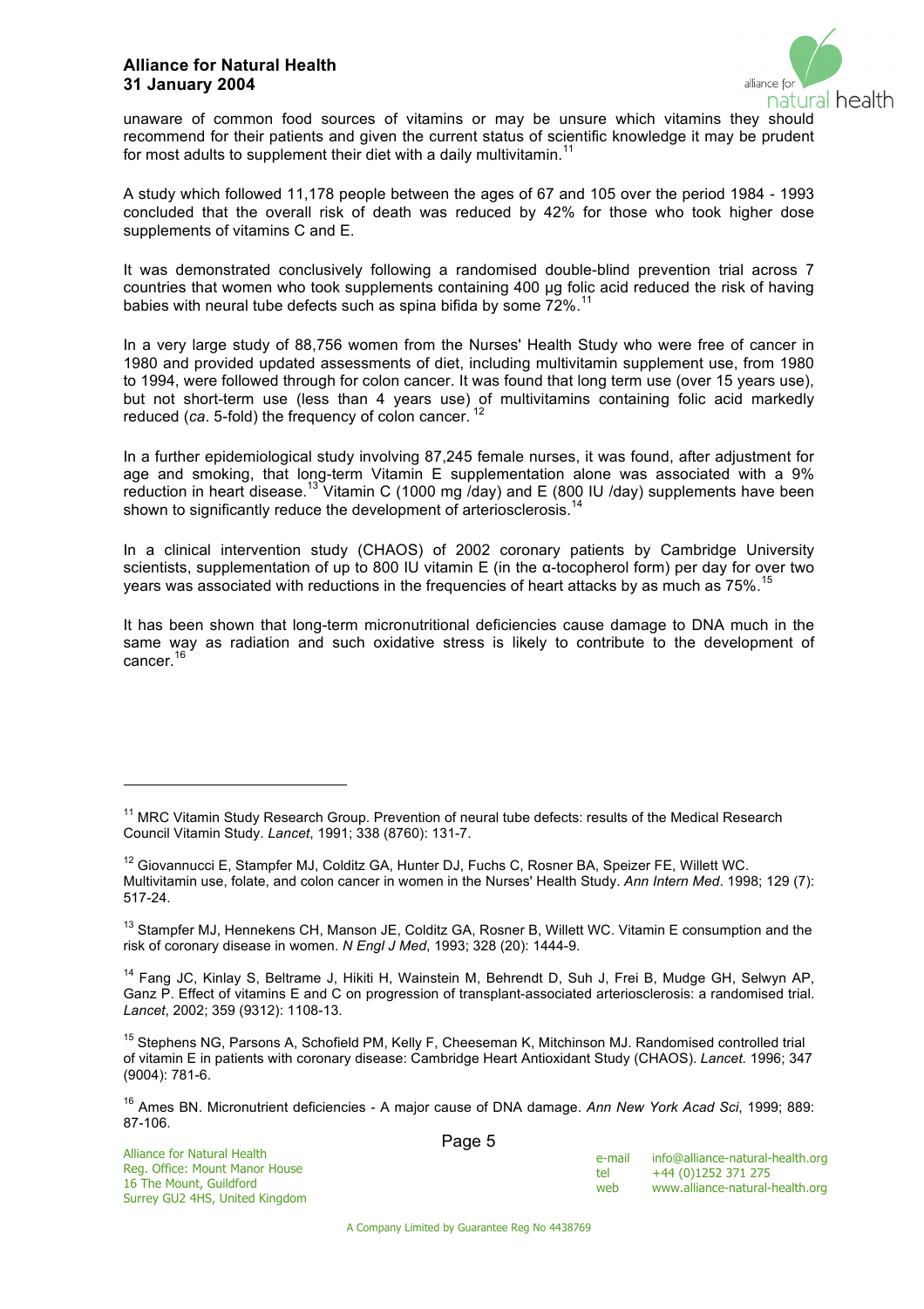unaware of common food sources of vitamins or may be unsure which vitamins they should recommend for their patients and given the current status of scientific knowledge it may be prudent for most adults to supplement their diet with a daily multivitamin.[11]

A study which followed 11,178 people between the ages of 67 and 105 over the period 1984 - 1993 concluded that the overall risk of death was reduced by 42% for those who took higher dose supplements of vitamins C and E.

It was demonstrated conclusively following a randomised double-blind prevention trial across 7 countries that women who took supplements containing 400 µg folic acid reduced the risk of having babies with neural tube defects such as spina bifida by some 72%.[11]

In a very large study of 88,756 women from the Nurses' Health Study who were free of cancer in 1980 and provided updated assessments of diet, including multivitamin supplement use, from 1980 to 1994, were followed through for colon cancer. It was found that long term use (over 15 years use), but not short-term use (less than 4 years use) of multivitamins containing folic acid markedly reduced (*ca*. 5-fold) the frequency of colon cancer.[12]

In a further epidemiological study involving 87,245 female nurses, it was found, after adjustment for age and smoking, that long-term Vitamin E supplementation alone was associated with a 9% reduction in heart disease.[13] Vitamin C (1000 mg /day) and E (800 IU /day) supplements have been shown to significantly reduce the development of arteriosclerosis.[14]

In a clinical intervention study (CHAOS) of 2002 coronary patients by Cambridge University scientists, supplementation of up to 800 IU vitamin E (in the α-tocopherol form) per day for over two years was associated with reductions in the frequencies of heart attacks by as much as 75%.[15]

It has been shown that long-term micronutritional deficiencies cause damage to DNA much in the same way as radiation and such oxidative stress is likely to contribute to the development of cancer.[16]

---

[11] MRC Vitamin Study Research Group. Prevention of neural tube defects: results of the Medical Research Council Vitamin Study. *Lancet*, 1991; 338 (8760): 131-7.

[12] Giovannucci E, Stampfer MJ, Colditz GA, Hunter DJ, Fuchs C, Rosner BA, Speizer FE, Willett WC. Multivitamin use, folate, and colon cancer in women in the Nurses' Health Study. *Ann Intern Med*. 1998; 129 (7): 517-24.

[13] Stampfer MJ, Hennekens CH, Manson JE, Colditz GA, Rosner B, Willett WC. Vitamin E consumption and the risk of coronary disease in women. *N Engl J Med*, 1993; 328 (20): 1444-9.

[14] Fang JC, Kinlay S, Beltrame J, Hikiti H, Wainstein M, Behrendt D, Suh J, Frei B, Mudge GH, Selwyn AP, Ganz P. Effect of vitamins E and C on progression of transplant-associated arteriosclerosis: a randomised trial. *Lancet*, 2002; 359 (9312): 1108-13.

[15] Stephens NG, Parsons A, Schofield PM, Kelly F, Cheeseman K, Mitchinson MJ. Randomised controlled trial of vitamin E in patients with coronary disease: Cambridge Heart Antioxidant Study (CHAOS). *Lancet*. 1996; 347 (9004): 781-6.

[16] Ames BN. Micronutrient deficiencies - A major cause of DNA damage. *Ann New York Acad Sci*, 1999; 889: 87-106.